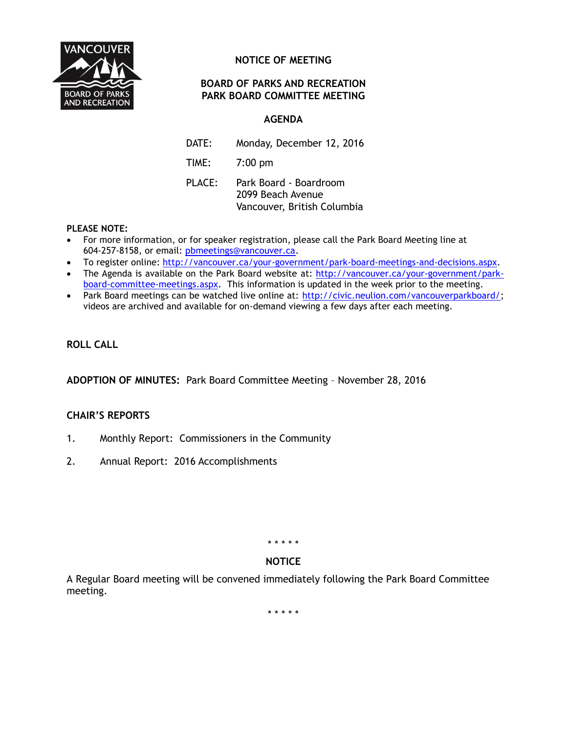VANCOUVER
BOARD OF PARKS AND RECREATION

# NOTICE OF MEETING

## BOARD OF PARKS AND RECREATION
## PARK BOARD COMMITTEE MEETING

### AGENDA

DATE: Monday, December 12, 2016

TIME: 7:00 pm

PLACE: Park Board - Boardroom
2099 Beach Avenue
Vancouver, British Columbia

**PLEASE NOTE:**

- For more information, or for speaker registration, please call the Park Board Meeting line at 604-257-8158, or email: pbmeetings@vancouver.ca.
- To register online: http://vancouver.ca/your-government/park-board-meetings-and-decisions.aspx.
- The Agenda is available on the Park Board website at: http://vancouver.ca/your-government/park-board-committee-meetings.aspx. This information is updated in the week prior to the meeting.
- Park Board meetings can be watched live online at: http://civic.neulion.com/vancouverparkboard/; videos are archived and available for on-demand viewing a few days after each meeting.

**ROLL CALL**

**ADOPTION OF MINUTES:** Park Board Committee Meeting – November 28, 2016

**CHAIR'S REPORTS**

1. Monthly Report: Commissioners in the Community

2. Annual Report: 2016 Accomplishments

\* \* \* \* \*

**NOTICE**

A Regular Board meeting will be convened immediately following the Park Board Committee meeting.

\* \* \* \* \*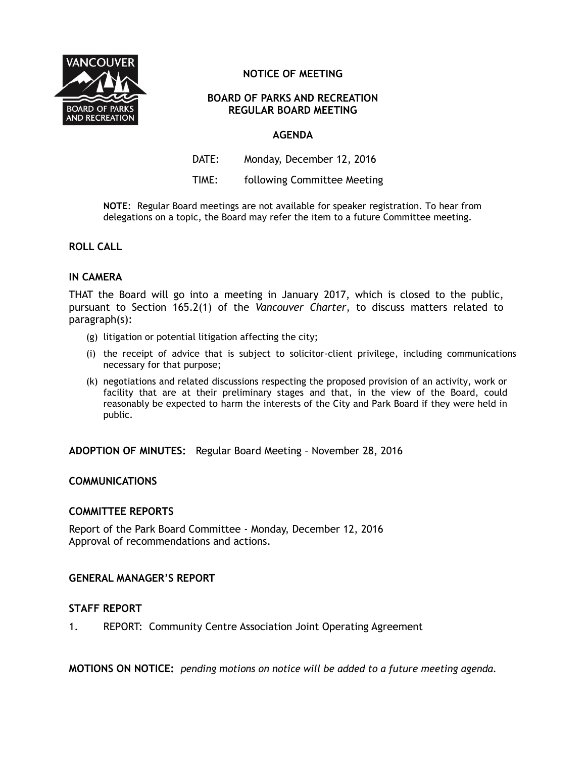**NOTICE OF MEETING**

**BOARD OF PARKS AND RECREATION**
**REGULAR BOARD MEETING**

**AGENDA**

DATE: Monday, December 12, 2016

TIME: following Committee Meeting

**NOTE**: Regular Board meetings are not available for speaker registration. To hear from delegations on a topic, the Board may refer the item to a future Committee meeting.

## ROLL CALL

## IN CAMERA

THAT the Board will go into a meeting in January 2017, which is closed to the public, pursuant to Section 165.2(1) of the *Vancouver Charter*, to discuss matters related to paragraph(s):

- (g) litigation or potential litigation affecting the city;
- (i) the receipt of advice that is subject to solicitor-client privilege, including communications necessary for that purpose;
- (k) negotiations and related discussions respecting the proposed provision of an activity, work or facility that are at their preliminary stages and that, in the view of the Board, could reasonably be expected to harm the interests of the City and Park Board if they were held in public.

**ADOPTION OF MINUTES:** Regular Board Meeting – November 28, 2016

## COMMUNICATIONS

## COMMITTEE REPORTS

Report of the Park Board Committee - Monday, December 12, 2016
Approval of recommendations and actions.

## GENERAL MANAGER'S REPORT

## STAFF REPORT

1. REPORT: Community Centre Association Joint Operating Agreement

**MOTIONS ON NOTICE:** *pending motions on notice will be added to a future meeting agenda.*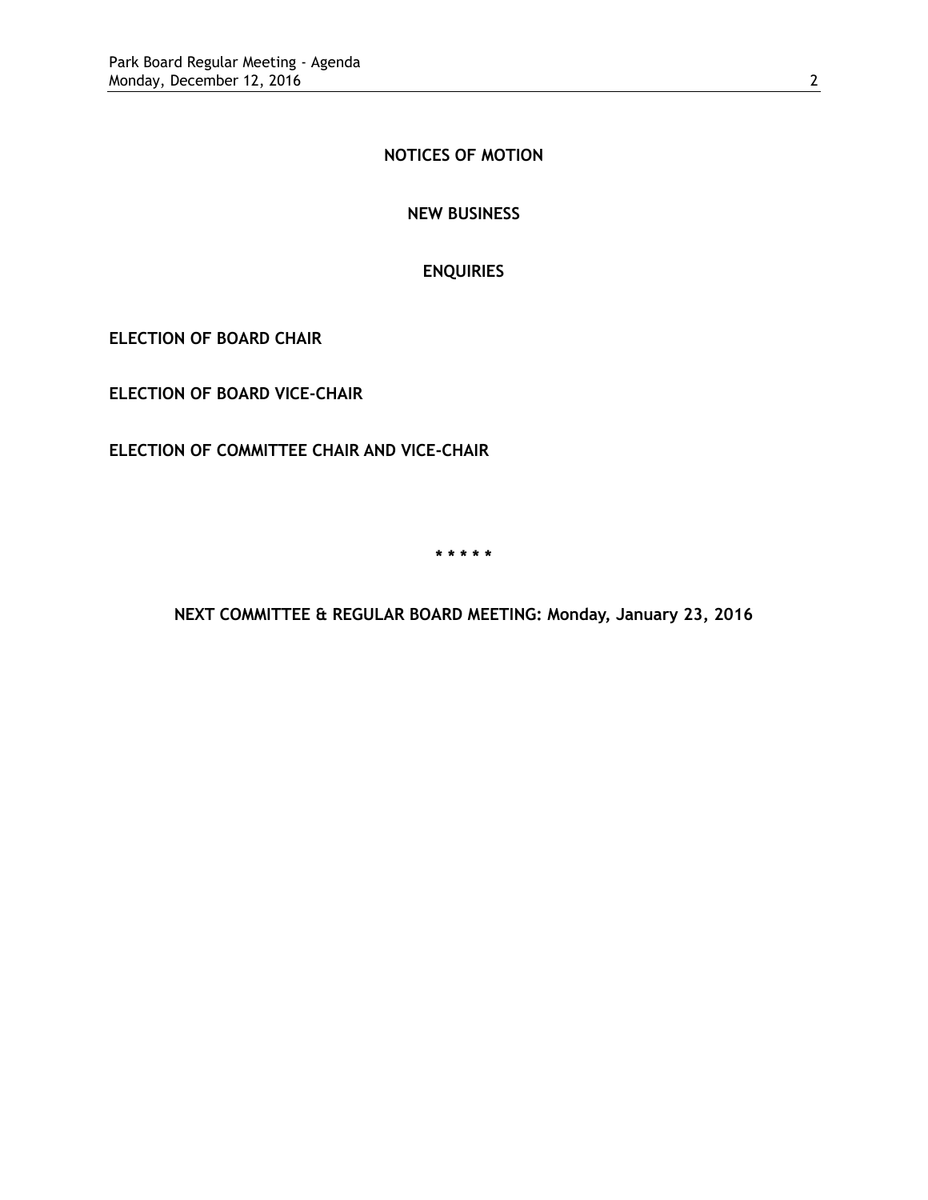## NOTICES OF MOTION

## NEW BUSINESS

## ENQUIRIES

**ELECTION OF BOARD CHAIR**

**ELECTION OF BOARD VICE-CHAIR**

**ELECTION OF COMMITTEE CHAIR AND VICE-CHAIR**

* * * * *

**NEXT COMMITTEE & REGULAR BOARD MEETING: Monday, January 23, 2016**